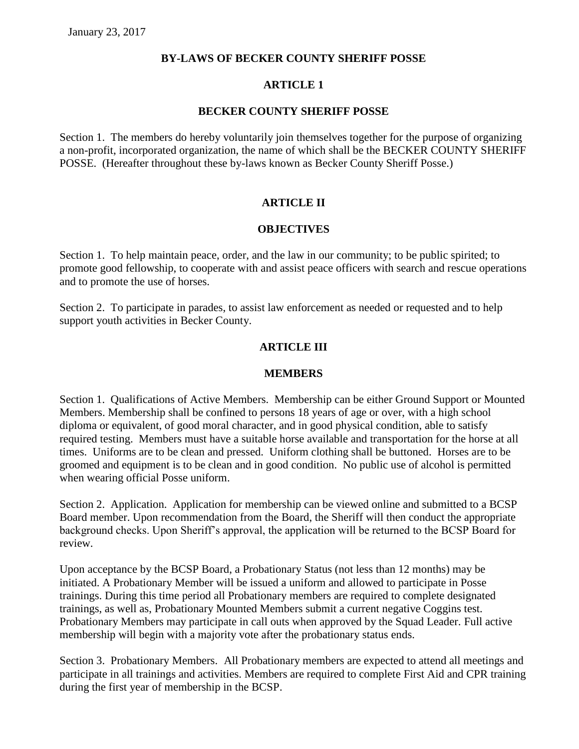January 23, 2017

# BY-LAWS OF BECKER COUNTY SHERIFF POSSE

## ARTICLE 1

## BECKER COUNTY SHERIFF POSSE

Section 1. The members do hereby voluntarily join themselves together for the purpose of organizing a non-profit, incorporated organization, the name of which shall be the BECKER COUNTY SHERIFF POSSE. (Hereafter throughout these by-laws known as Becker County Sheriff Posse.)

## ARTICLE II

## OBJECTIVES

Section 1. To help maintain peace, order, and the law in our community; to be public spirited; to promote good fellowship, to cooperate with and assist peace officers with search and rescue operations and to promote the use of horses.

Section 2. To participate in parades, to assist law enforcement as needed or requested and to help support youth activities in Becker County.

## ARTICLE III

## MEMBERS

Section 1. Qualifications of Active Members. Membership can be either Ground Support or Mounted Members. Membership shall be confined to persons 18 years of age or over, with a high school diploma or equivalent, of good moral character, and in good physical condition, able to satisfy required testing. Members must have a suitable horse available and transportation for the horse at all times. Uniforms are to be clean and pressed. Uniform clothing shall be buttoned. Horses are to be groomed and equipment is to be clean and in good condition. No public use of alcohol is permitted when wearing official Posse uniform.

Section 2. Application. Application for membership can be viewed online and submitted to a BCSP Board member. Upon recommendation from the Board, the Sheriff will then conduct the appropriate background checks. Upon Sheriff's approval, the application will be returned to the BCSP Board for review.

Upon acceptance by the BCSP Board, a Probationary Status (not less than 12 months) may be initiated. A Probationary Member will be issued a uniform and allowed to participate in Posse trainings. During this time period all Probationary members are required to complete designated trainings, as well as, Probationary Mounted Members submit a current negative Coggins test. Probationary Members may participate in call outs when approved by the Squad Leader. Full active membership will begin with a majority vote after the probationary status ends.

Section 3. Probationary Members. All Probationary members are expected to attend all meetings and participate in all trainings and activities. Members are required to complete First Aid and CPR training during the first year of membership in the BCSP.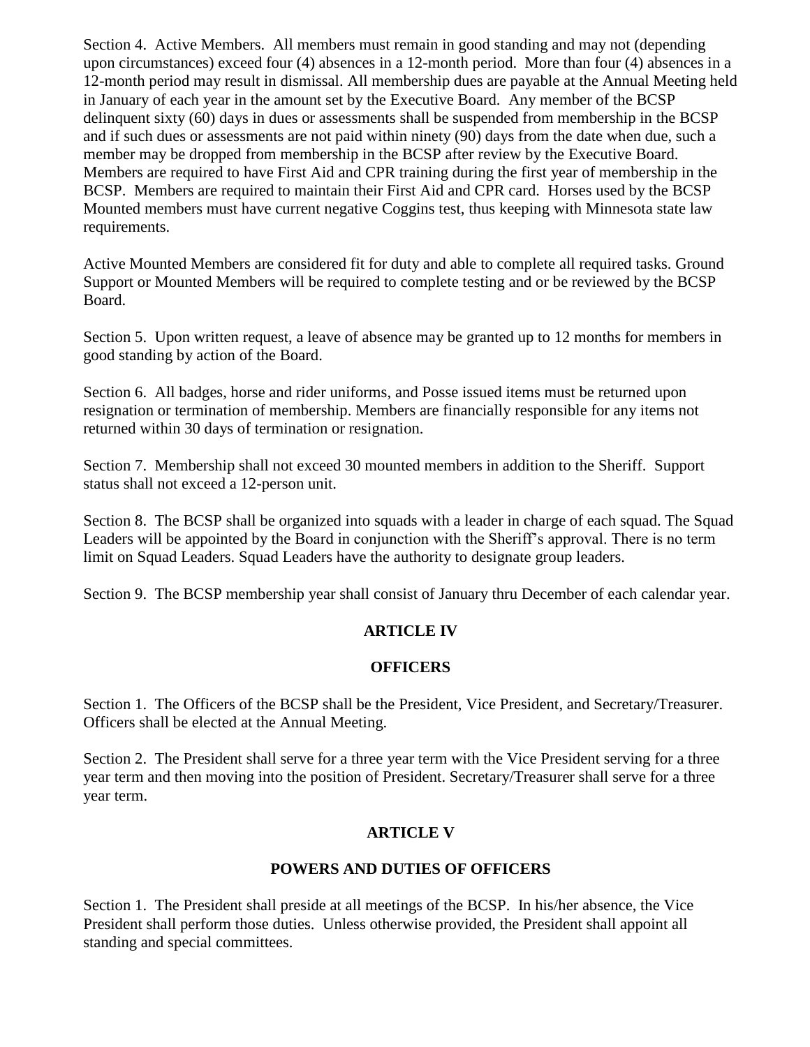Section 4. Active Members. All members must remain in good standing and may not (depending upon circumstances) exceed four (4) absences in a 12-month period. More than four (4) absences in a 12-month period may result in dismissal. All membership dues are payable at the Annual Meeting held in January of each year in the amount set by the Executive Board. Any member of the BCSP delinquent sixty (60) days in dues or assessments shall be suspended from membership in the BCSP and if such dues or assessments are not paid within ninety (90) days from the date when due, such a member may be dropped from membership in the BCSP after review by the Executive Board. Members are required to have First Aid and CPR training during the first year of membership in the BCSP. Members are required to maintain their First Aid and CPR card. Horses used by the BCSP Mounted members must have current negative Coggins test, thus keeping with Minnesota state law requirements.

Active Mounted Members are considered fit for duty and able to complete all required tasks. Ground Support or Mounted Members will be required to complete testing and or be reviewed by the BCSP Board.

Section 5. Upon written request, a leave of absence may be granted up to 12 months for members in good standing by action of the Board.

Section 6. All badges, horse and rider uniforms, and Posse issued items must be returned upon resignation or termination of membership. Members are financially responsible for any items not returned within 30 days of termination or resignation.

Section 7. Membership shall not exceed 30 mounted members in addition to the Sheriff. Support status shall not exceed a 12-person unit.

Section 8. The BCSP shall be organized into squads with a leader in charge of each squad. The Squad Leaders will be appointed by the Board in conjunction with the Sheriff's approval. There is no term limit on Squad Leaders. Squad Leaders have the authority to designate group leaders.

Section 9. The BCSP membership year shall consist of January thru December of each calendar year.

## ARTICLE IV

## OFFICERS

Section 1. The Officers of the BCSP shall be the President, Vice President, and Secretary/Treasurer. Officers shall be elected at the Annual Meeting.

Section 2. The President shall serve for a three year term with the Vice President serving for a three year term and then moving into the position of President. Secretary/Treasurer shall serve for a three year term.

## ARTICLE V

## POWERS AND DUTIES OF OFFICERS

Section 1. The President shall preside at all meetings of the BCSP. In his/her absence, the Vice President shall perform those duties. Unless otherwise provided, the President shall appoint all standing and special committees.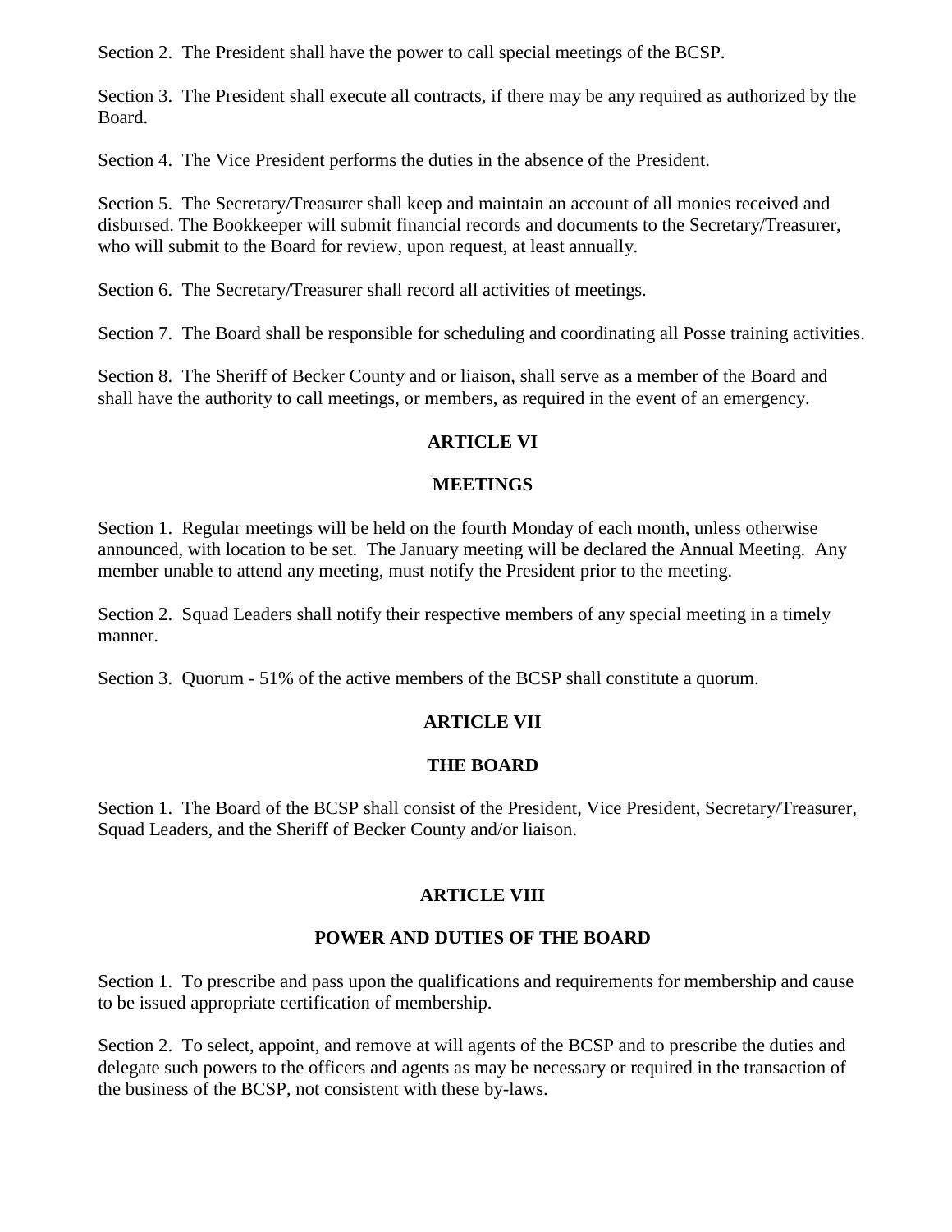Section 2.  The President shall have the power to call special meetings of the BCSP.

Section 3.  The President shall execute all contracts, if there may be any required as authorized by the Board.

Section 4.  The Vice President performs the duties in the absence of the President.

Section 5.  The Secretary/Treasurer shall keep and maintain an account of all monies received and disbursed. The Bookkeeper will submit financial records and documents to the Secretary/Treasurer, who will submit to the Board for review, upon request, at least annually.

Section 6.  The Secretary/Treasurer shall record all activities of meetings.

Section 7.  The Board shall be responsible for scheduling and coordinating all Posse training activities.

Section 8.  The Sheriff of Becker County and or liaison, shall serve as a member of the Board and shall have the authority to call meetings, or members, as required in the event of an emergency.

## ARTICLE VI

## MEETINGS

Section 1.  Regular meetings will be held on the fourth Monday of each month, unless otherwise announced, with location to be set.  The January meeting will be declared the Annual Meeting.  Any member unable to attend any meeting, must notify the President prior to the meeting.

Section 2.  Squad Leaders shall notify their respective members of any special meeting in a timely manner.

Section 3.  Quorum - 51% of the active members of the BCSP shall constitute a quorum.

## ARTICLE VII

## THE BOARD

Section 1.  The Board of the BCSP shall consist of the President, Vice President, Secretary/Treasurer, Squad Leaders, and the Sheriff of Becker County and/or liaison.

## ARTICLE VIII

## POWER AND DUTIES OF THE BOARD

Section 1.  To prescribe and pass upon the qualifications and requirements for membership and cause to be issued appropriate certification of membership.

Section 2.  To select, appoint, and remove at will agents of the BCSP and to prescribe the duties and delegate such powers to the officers and agents as may be necessary or required in the transaction of the business of the BCSP, not consistent with these by-laws.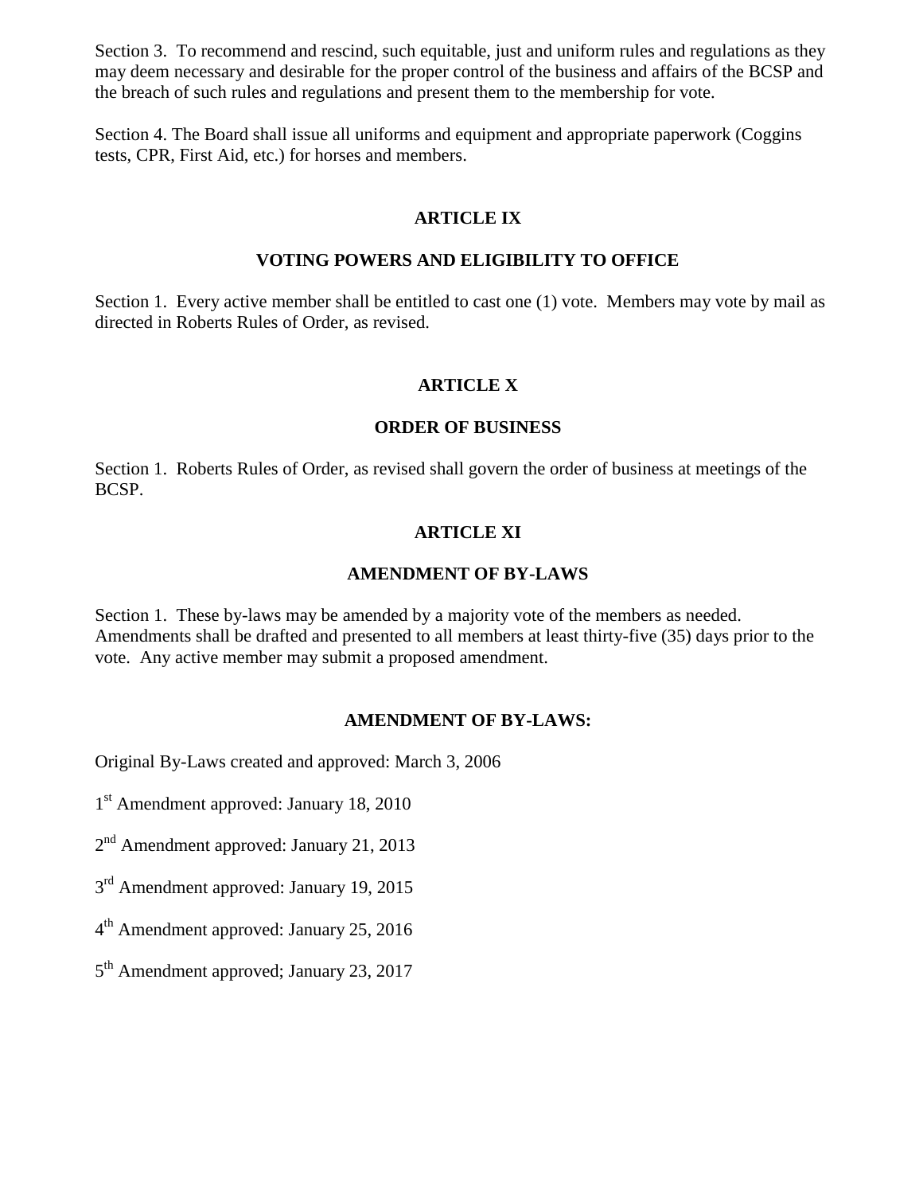Section 3. To recommend and rescind, such equitable, just and uniform rules and regulations as they may deem necessary and desirable for the proper control of the business and affairs of the BCSP and the breach of such rules and regulations and present them to the membership for vote.

Section 4. The Board shall issue all uniforms and equipment and appropriate paperwork (Coggins tests, CPR, First Aid, etc.) for horses and members.

## ARTICLE IX

## VOTING POWERS AND ELIGIBILITY TO OFFICE

Section 1. Every active member shall be entitled to cast one (1) vote. Members may vote by mail as directed in Roberts Rules of Order, as revised.

## ARTICLE X

## ORDER OF BUSINESS

Section 1. Roberts Rules of Order, as revised shall govern the order of business at meetings of the BCSP.

## ARTICLE XI

## AMENDMENT OF BY-LAWS

Section 1. These by-laws may be amended by a majority vote of the members as needed. Amendments shall be drafted and presented to all members at least thirty-five (35) days prior to the vote. Any active member may submit a proposed amendment.

## AMENDMENT OF BY-LAWS:

Original By-Laws created and approved: March 3, 2006

1st Amendment approved: January 18, 2010

2nd Amendment approved: January 21, 2013

3rd Amendment approved: January 19, 2015

4th Amendment approved: January 25, 2016

5th Amendment approved; January 23, 2017